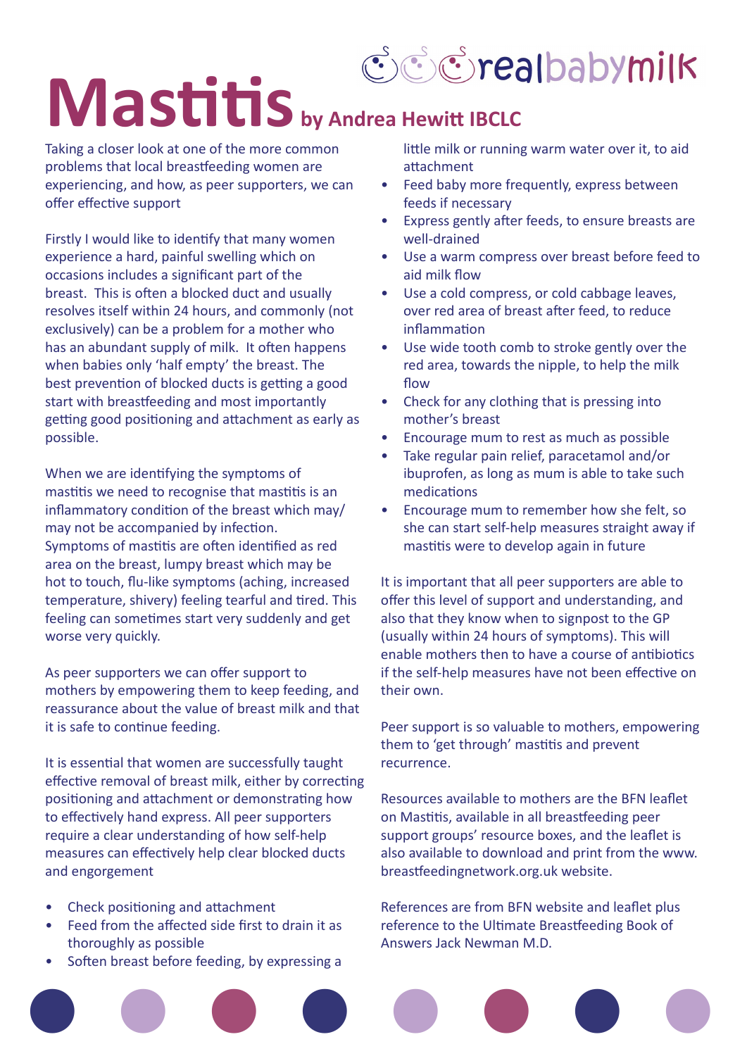realbabymilk

# Mastitis by Andrea Hewitt IBCLC

Taking a closer look at one of the more common problems that local breastfeeding women are experiencing, and how, as peer supporters, we can offer effective support

Firstly I would like to identify that many women experience a hard, painful swelling which on occasions includes a significant part of the breast. This is often a blocked duct and usually resolves itself within 24 hours, and commonly (not exclusively) can be a problem for a mother who has an abundant supply of milk. It often happens when babies only 'half empty' the breast. The best prevention of blocked ducts is getting a good start with breastfeeding and most importantly getting good positioning and attachment as early as possible.

When we are identifying the symptoms of mastitis we need to recognise that mastitis is an inflammatory condition of the breast which may/may not be accompanied by infection. Symptoms of mastitis are often identified as red area on the breast, lumpy breast which may be hot to touch, flu-like symptoms (aching, increased temperature, shivery) feeling tearful and tired. This feeling can sometimes start very suddenly and get worse very quickly.

As peer supporters we can offer support to mothers by empowering them to keep feeding, and reassurance about the value of breast milk and that it is safe to continue feeding.

It is essential that women are successfully taught effective removal of breast milk, either by correcting positioning and attachment or demonstrating how to effectively hand express. All peer supporters require a clear understanding of how self-help measures can effectively help clear blocked ducts and engorgement

- Check positioning and attachment
- Feed from the affected side first to drain it as thoroughly as possible
- Soften breast before feeding, by expressing a little milk or running warm water over it, to aid attachment
- Feed baby more frequently, express between feeds if necessary
- Express gently after feeds, to ensure breasts are well-drained
- Use a warm compress over breast before feed to aid milk flow
- Use a cold compress, or cold cabbage leaves, over red area of breast after feed, to reduce inflammation
- Use wide tooth comb to stroke gently over the red area, towards the nipple, to help the milk flow
- Check for any clothing that is pressing into mother's breast
- Encourage mum to rest as much as possible
- Take regular pain relief, paracetamol and/or ibuprofen, as long as mum is able to take such medications
- Encourage mum to remember how she felt, so she can start self-help measures straight away if mastitis were to develop again in future

It is important that all peer supporters are able to offer this level of support and understanding, and also that they know when to signpost to the GP (usually within 24 hours of symptoms). This will enable mothers then to have a course of antibiotics if the self-help measures have not been effective on their own.

Peer support is so valuable to mothers, empowering them to 'get through' mastitis and prevent recurrence.

Resources available to mothers are the BFN leaflet on Mastitis, available in all breastfeeding peer support groups' resource boxes, and the leaflet is also available to download and print from the www.breastfeedingnetwork.org.uk website.

References are from BFN website and leaflet plus reference to the Ultimate Breastfeeding Book of Answers Jack Newman M.D.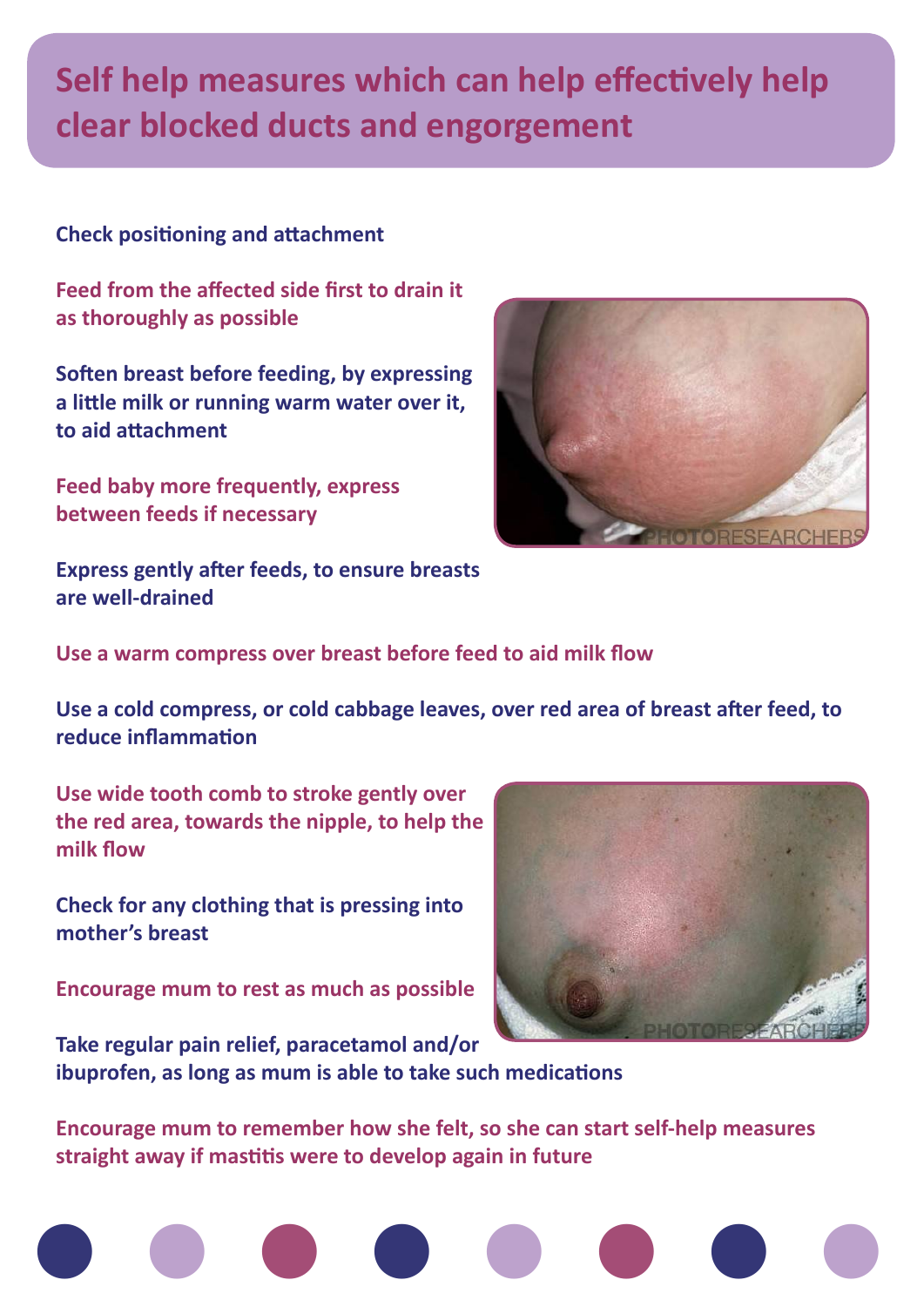# Self help measures which can help effectively help clear blocked ducts and engorgement

**Check positioning and attachment**

**Feed from the affected side first to drain it as thoroughly as possible**

**Soften breast before feeding, by expressing a little milk or running warm water over it, to aid attachment**

**Feed baby more frequently, express between feeds if necessary**

**Express gently after feeds, to ensure breasts are well-drained**

**Use a warm compress over breast before feed to aid milk flow**

**Use a cold compress, or cold cabbage leaves, over red area of breast after feed, to reduce inflammation**

**Use wide tooth comb to stroke gently over the red area, towards the nipple, to help the milk flow**

**Check for any clothing that is pressing into mother's breast**

**Encourage mum to rest as much as possible**

**Take regular pain relief, paracetamol and/or ibuprofen, as long as mum is able to take such medications**

**Encourage mum to remember how she felt, so she can start self-help measures straight away if mastitis were to develop again in future**